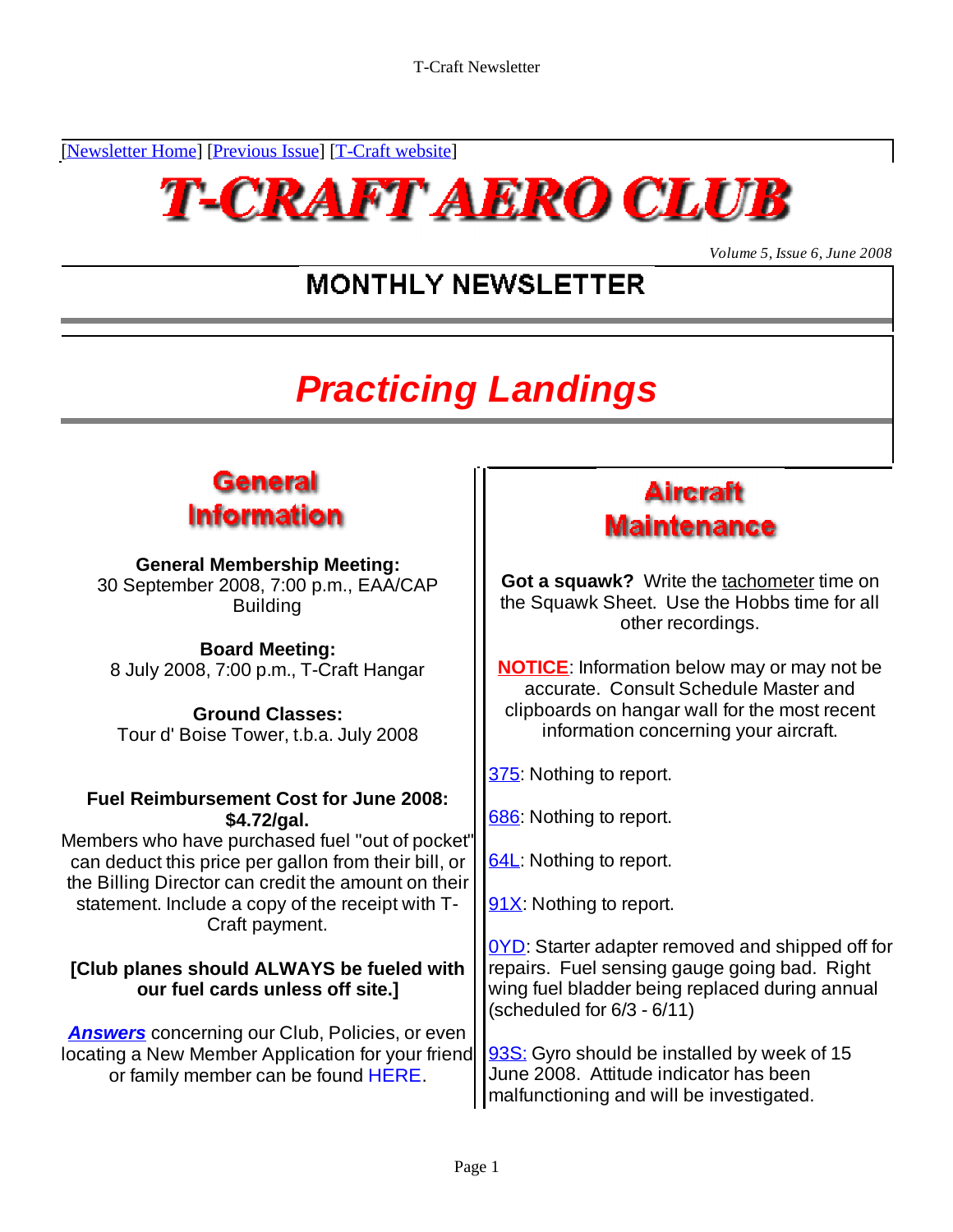[Newsletter Home] [Previous Issue] [T-Craft website]

# T-CRAFT AERO CLUB

*Volume 5, Issue 6, June 2008*

## MONTHLY NEWSLETTER

# *Practicing Landings*

## General Information

**General Membership Meeting:**
30 September 2008, 7:00 p.m., EAA/CAP Building

**Board Meeting:**
8 July 2008, 7:00 p.m., T-Craft Hangar

**Ground Classes:**
Tour d' Boise Tower, t.b.a. July 2008

**Fuel Reimbursement Cost for June 2008: $4.72/gal.**
Members who have purchased fuel "out of pocket" can deduct this price per gallon from their bill, or the Billing Director can credit the amount on their statement. Include a copy of the receipt with T-Craft payment.

**[Club planes should ALWAYS be fueled with our fuel cards unless off site.]**

***Answers*** concerning our Club, Policies, or even locating a New Member Application for your friend or family member can be found HERE.

## Aircraft Maintenance

**Got a squawk?** Write the tachometer time on the Squawk Sheet. Use the Hobbs time for all other recordings.

**NOTICE**: Information below may or may not be accurate. Consult Schedule Master and clipboards on hangar wall for the most recent information concerning your aircraft.

375: Nothing to report.

686: Nothing to report.

64L: Nothing to report.

91X: Nothing to report.

0YD: Starter adapter removed and shipped off for repairs. Fuel sensing gauge going bad. Right wing fuel bladder being replaced during annual (scheduled for 6/3 - 6/11)

93S: Gyro should be installed by week of 15 June 2008. Attitude indicator has been malfunctioning and will be investigated.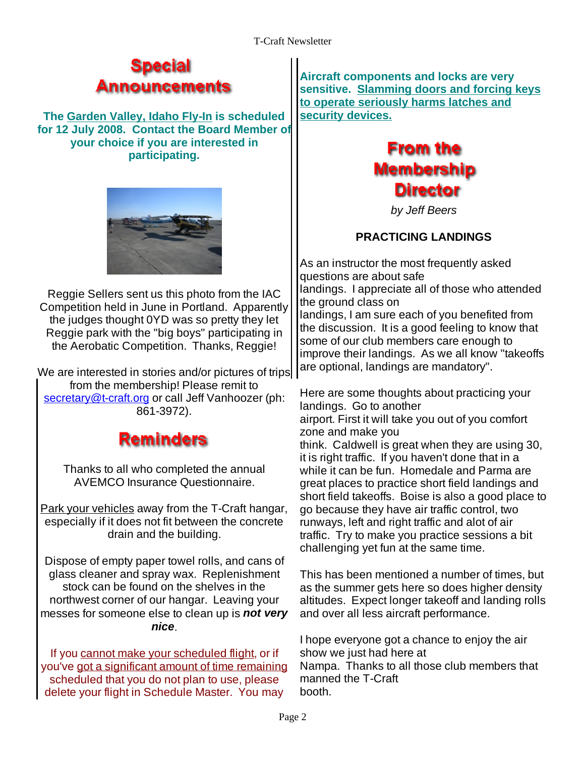# Special Announcements

**The Garden Valley, Idaho Fly-In is scheduled for 12 July 2008. Contact the Board Member of your choice if you are interested in participating.**

Reggie Sellers sent us this photo from the IAC Competition held in June in Portland. Apparently the judges thought 0YD was so pretty they let Reggie park with the "big boys" participating in the Aerobatic Competition. Thanks, Reggie!

We are interested in stories and/or pictures of trips from the membership! Please remit to secretary@t-craft.org or call Jeff Vanhoozer (ph: 861-3972).

# Reminders

Thanks to all who completed the annual AVEMCO Insurance Questionnaire.

Park your vehicles away from the T-Craft hangar, especially if it does not fit between the concrete drain and the building.

Dispose of empty paper towel rolls, and cans of glass cleaner and spray wax. Replenishment stock can be found on the shelves in the northwest corner of our hangar. Leaving your messes for someone else to clean up is ***not very nice***.

If you cannot make your scheduled flight, or if you've got a significant amount of time remaining scheduled that you do not plan to use, please delete your flight in Schedule Master. You may

**Aircraft components and locks are very sensitive. Slamming doors and forcing keys to operate seriously harms latches and security devices.**

# From the Membership Director

*by Jeff Beers*

### PRACTICING LANDINGS

As an instructor the most frequently asked questions are about safe landings. I appreciate all of those who attended the ground class on landings, I am sure each of you benefited from the discussion. It is a good feeling to know that some of our club members care enough to improve their landings. As we all know "takeoffs are optional, landings are mandatory".

Here are some thoughts about practicing your landings. Go to another airport. First it will take you out of you comfort zone and make you think. Caldwell is great when they are using 30, it is right traffic. If you haven't done that in a while it can be fun. Homedale and Parma are great places to practice short field landings and short field takeoffs. Boise is also a good place to go because they have air traffic control, two runways, left and right traffic and alot of air traffic. Try to make you practice sessions a bit challenging yet fun at the same time.

This has been mentioned a number of times, but as the summer gets here so does higher density altitudes. Expect longer takeoff and landing rolls and over all less aircraft performance.

I hope everyone got a chance to enjoy the air show we just had here at Nampa. Thanks to all those club members that manned the T-Craft booth.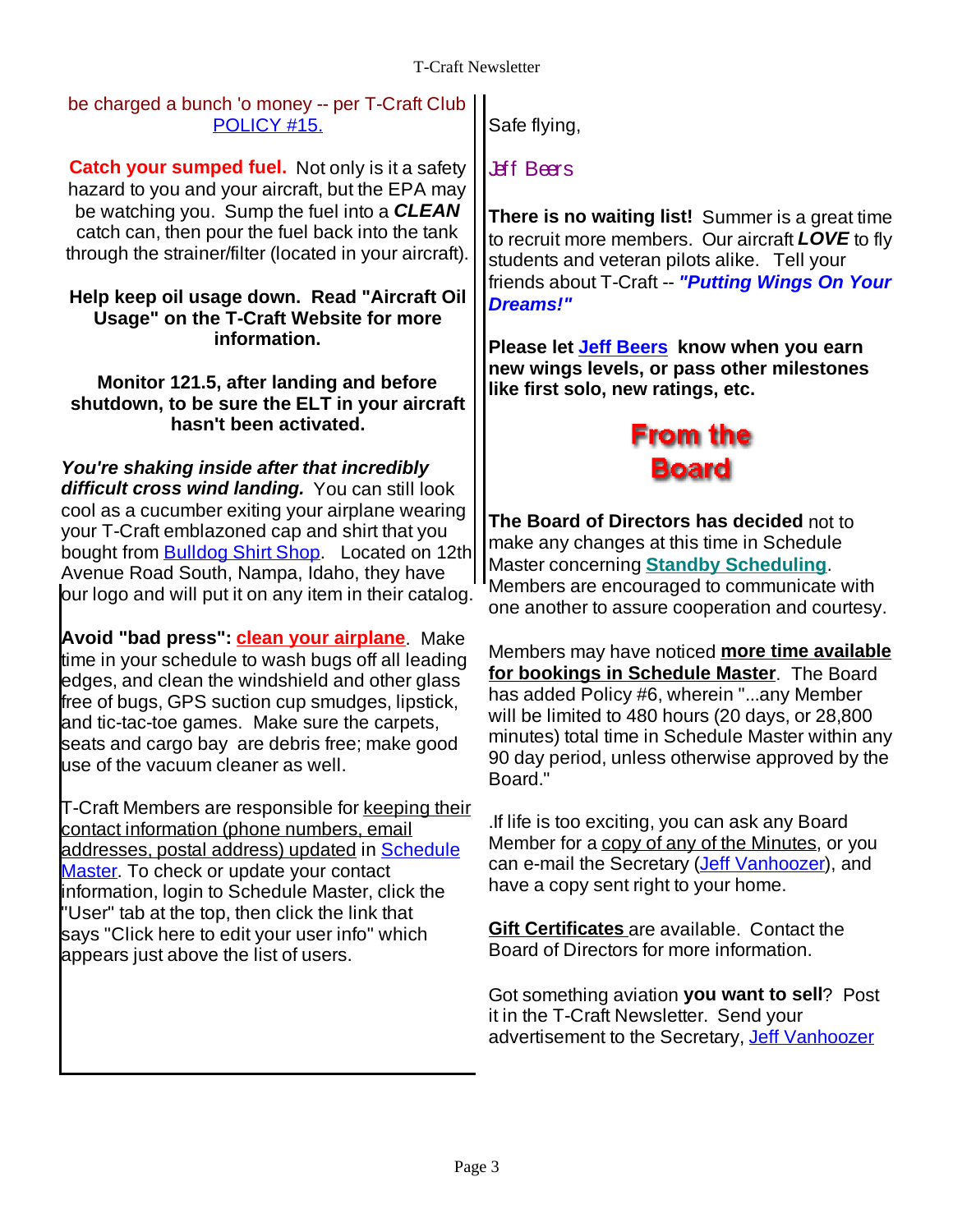be charged a bunch 'o money -- per T-Craft Club POLICY #15.

**Catch your sumped fuel.** Not only is it a safety hazard to you and your aircraft, but the EPA may be watching you. Sump the fuel into a ***CLEAN*** catch can, then pour the fuel back into the tank through the strainer/filter (located in your aircraft).

**Help keep oil usage down. Read "Aircraft Oil Usage" on the T-Craft Website for more information.**

**Monitor 121.5, after landing and before shutdown, to be sure the ELT in your aircraft hasn't been activated.**

***You're shaking inside after that incredibly difficult cross wind landing.*** You can still look cool as a cucumber exiting your airplane wearing your T-Craft emblazoned cap and shirt that you bought from Bulldog Shirt Shop. Located on 12th Avenue Road South, Nampa, Idaho, they have our logo and will put it on any item in their catalog.

**Avoid "bad press": clean your airplane**. Make time in your schedule to wash bugs off all leading edges, and clean the windshield and other glass free of bugs, GPS suction cup smudges, lipstick, and tic-tac-toe games. Make sure the carpets, seats and cargo bay are debris free; make good use of the vacuum cleaner as well.

T-Craft Members are responsible for keeping their contact information (phone numbers, email addresses, postal address) updated in Schedule Master. To check or update your contact information, login to Schedule Master, click the "User" tab at the top, then click the link that says "Click here to edit your user info" which appears just above the list of users.

Safe flying,

Jeff Beers

**There is no waiting list!** Summer is a great time to recruit more members. Our aircraft ***LOVE*** to fly students and veteran pilots alike. Tell your friends about T-Craft -- ***"Putting Wings On Your Dreams!"***

**Please let Jeff Beers know when you earn new wings levels, or pass other milestones like first solo, new ratings, etc.**

## From the Board

**The Board of Directors has decided** not to make any changes at this time in Schedule Master concerning **Standby Scheduling**. Members are encouraged to communicate with one another to assure cooperation and courtesy.

Members may have noticed **more time available for bookings in Schedule Master**. The Board has added Policy #6, wherein "...any Member will be limited to 480 hours (20 days, or 28,800 minutes) total time in Schedule Master within any 90 day period, unless otherwise approved by the Board."

.If life is too exciting, you can ask any Board Member for a copy of any of the Minutes, or you can e-mail the Secretary (Jeff Vanhoozer), and have a copy sent right to your home.

**Gift Certificates** are available. Contact the Board of Directors for more information.

Got something aviation **you want to sell**? Post it in the T-Craft Newsletter. Send your advertisement to the Secretary, Jeff Vanhoozer